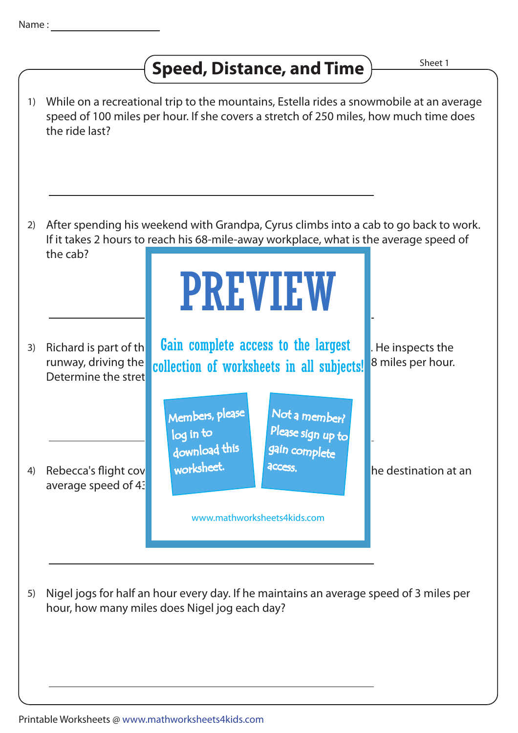Name : ____________

# Speed, Distance, and Time

Sheet 1

1) While on a recreational trip to the mountains, Estella rides a snowmobile at an average speed of 100 miles per hour. If she covers a stretch of 250 miles, how much time does the ride last?

______________________________

2) After spending his weekend with Grandpa, Cyrus climbs into a cab to go back to work. If it takes 2 hours to reach his 68-mile-away workplace, what is the average speed of the cab?

______________________________

PREVIEW

Gain complete access to the largest collection of worksheets in all subjects!

Members, please log in to download this worksheet.

Not a member? Please sign up to gain complete access.

www.mathworksheets4kids.com

3) Richard is part of th . He inspects the runway, driving the 8 miles per hour. Determine the stret

______________________________

4) Rebecca's flight cov he destination at an average speed of 43

______________________________

5) Nigel jogs for half an hour every day. If he maintains an average speed of 3 miles per hour, how many miles does Nigel jog each day?

______________________________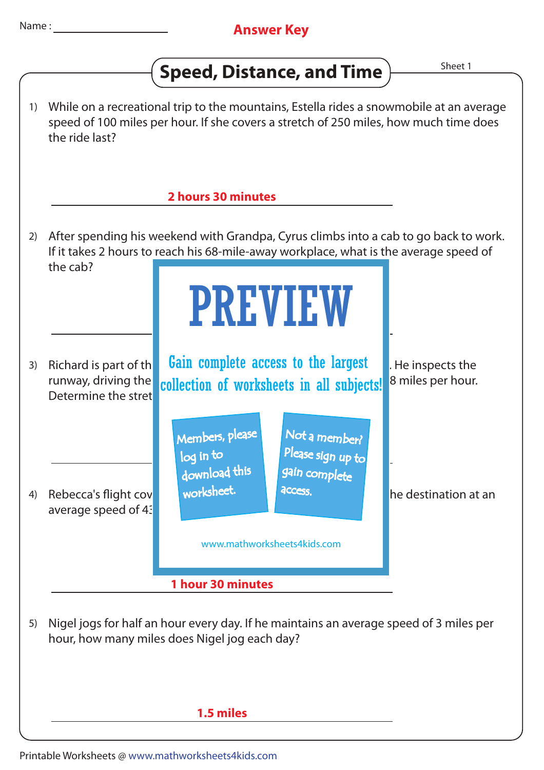Name : ______________

**Answer Key**

# Speed, Distance, and Time

Sheet 1

1) While on a recreational trip to the mountains, Estella rides a snowmobile at an average speed of 100 miles per hour. If she covers a stretch of 250 miles, how much time does the ride last?

**2 hours 30 minutes**

2) After spending his weekend with Grandpa, Cyrus climbs into a cab to go back to work. If it takes 2 hours to reach his 68-mile-away workplace, what is the average speed of the cab?

3) Richard is part of th . He inspects the runway, driving the 8 miles per hour. Determine the stret

PREVIEW

Gain complete access to the largest collection of worksheets in all subjects!

Members, please log in to download this worksheet.

Not a member? Please sign up to gain complete access.

www.mathworksheets4kids.com

4) Rebecca's flight cov he destination at an average speed of 43

**1 hour 30 minutes**

5) Nigel jogs for half an hour every day. If he maintains an average speed of 3 miles per hour, how many miles does Nigel jog each day?

**1.5 miles**

Printable Worksheets @ www.mathworksheets4kids.com